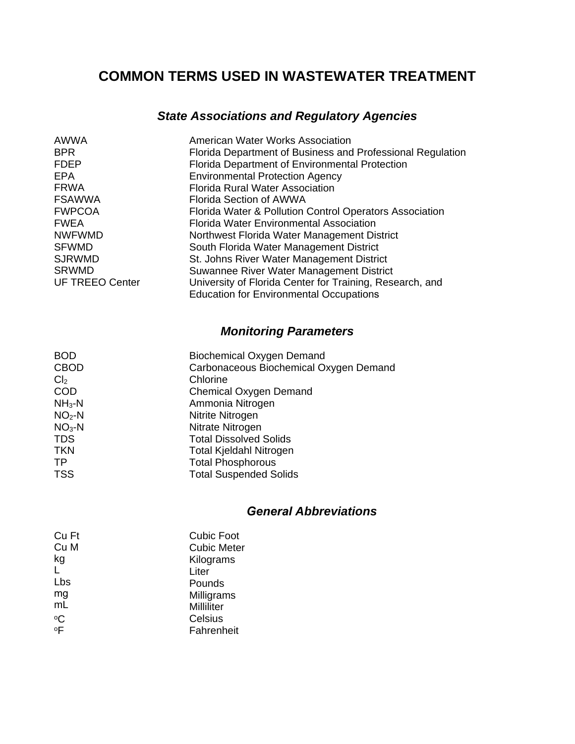# COMMON TERMS USED IN WASTEWATER TREATMENT

## *State Associations and Regulatory Agencies*

| | |
|---|---|
| AWWA | American Water Works Association |
| BPR | Florida Department of Business and Professional Regulation |
| FDEP | Florida Department of Environmental Protection |
| EPA | Environmental Protection Agency |
| FRWA | Florida Rural Water Association |
| FSAWWA | Florida Section of AWWA |
| FWPCOA | Florida Water & Pollution Control Operators Association |
| FWEA | Florida Water Environmental Association |
| NWFWMD | Northwest Florida Water Management District |
| SFWMD | South Florida Water Management District |
| SJRWMD | St. Johns River Water Management District |
| SRWMD | Suwannee River Water Management District |
| UF TREEO Center | University of Florida Center for Training, Research, and Education for Environmental Occupations |

## *Monitoring Parameters*

| | |
|---|---|
| BOD | Biochemical Oxygen Demand |
| CBOD | Carbonaceous Biochemical Oxygen Demand |
| $Cl_2$ | Chlorine |
| COD | Chemical Oxygen Demand |
| $NH_3$-N | Ammonia Nitrogen |
| $NO_2$-N | Nitrite Nitrogen |
| $NO_3$-N | Nitrate Nitrogen |
| TDS | Total Dissolved Solids |
| TKN | Total Kjeldahl Nitrogen |
| TP | Total Phosphorous |
| TSS | Total Suspended Solids |

## *General Abbreviations*

| | |
|---|---|
| Cu Ft | Cubic Foot |
| Cu M | Cubic Meter |
| kg | Kilograms |
| L | Liter |
| Lbs | Pounds |
| mg | Milligrams |
| mL | Milliliter |
| $^{o}$C | Celsius |
| $^{o}$F | Fahrenheit |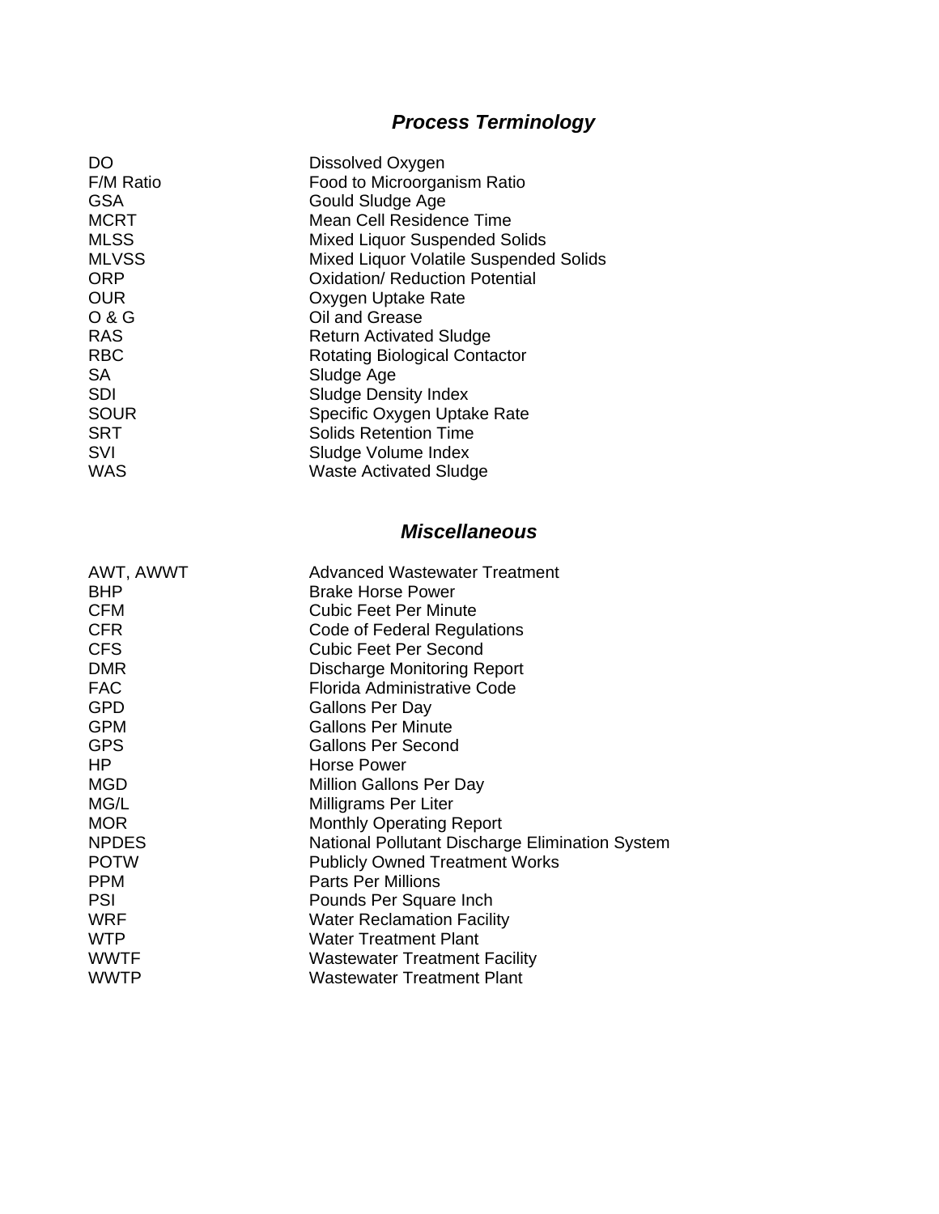## *Process Terminology*

| | |
|---|---|
| DO | Dissolved Oxygen |
| F/M Ratio | Food to Microorganism Ratio |
| GSA | Gould Sludge Age |
| MCRT | Mean Cell Residence Time |
| MLSS | Mixed Liquor Suspended Solids |
| MLVSS | Mixed Liquor Volatile Suspended Solids |
| ORP | Oxidation/ Reduction Potential |
| OUR | Oxygen Uptake Rate |
| O & G | Oil and Grease |
| RAS | Return Activated Sludge |
| RBC | Rotating Biological Contactor |
| SA | Sludge Age |
| SDI | Sludge Density Index |
| SOUR | Specific Oxygen Uptake Rate |
| SRT | Solids Retention Time |
| SVI | Sludge Volume Index |
| WAS | Waste Activated Sludge |

## *Miscellaneous*

| | |
|---|---|
| AWT, AWWT | Advanced Wastewater Treatment |
| BHP | Brake Horse Power |
| CFM | Cubic Feet Per Minute |
| CFR | Code of Federal Regulations |
| CFS | Cubic Feet Per Second |
| DMR | Discharge Monitoring Report |
| FAC | Florida Administrative Code |
| GPD | Gallons Per Day |
| GPM | Gallons Per Minute |
| GPS | Gallons Per Second |
| HP | Horse Power |
| MGD | Million Gallons Per Day |
| MG/L | Milligrams Per Liter |
| MOR | Monthly Operating Report |
| NPDES | National Pollutant Discharge Elimination System |
| POTW | Publicly Owned Treatment Works |
| PPM | Parts Per Millions |
| PSI | Pounds Per Square Inch |
| WRF | Water Reclamation Facility |
| WTP | Water Treatment Plant |
| WWTF | Wastewater Treatment Facility |
| WWTP | Wastewater Treatment Plant |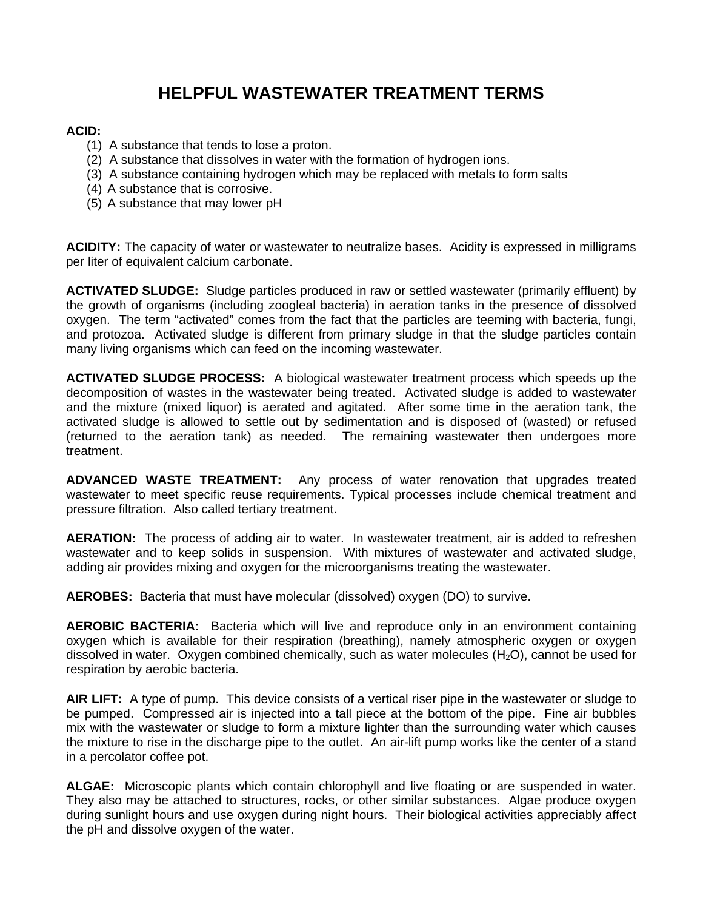# HELPFUL WASTEWATER TREATMENT TERMS

**ACID:**

(1) A substance that tends to lose a proton.
(2) A substance that dissolves in water with the formation of hydrogen ions.
(3) A substance containing hydrogen which may be replaced with metals to form salts
(4) A substance that is corrosive.
(5) A substance that may lower pH

**ACIDITY:** The capacity of water or wastewater to neutralize bases. Acidity is expressed in milligrams per liter of equivalent calcium carbonate.

**ACTIVATED SLUDGE:** Sludge particles produced in raw or settled wastewater (primarily effluent) by the growth of organisms (including zoogleal bacteria) in aeration tanks in the presence of dissolved oxygen. The term "activated" comes from the fact that the particles are teeming with bacteria, fungi, and protozoa. Activated sludge is different from primary sludge in that the sludge particles contain many living organisms which can feed on the incoming wastewater.

**ACTIVATED SLUDGE PROCESS:** A biological wastewater treatment process which speeds up the decomposition of wastes in the wastewater being treated. Activated sludge is added to wastewater and the mixture (mixed liquor) is aerated and agitated. After some time in the aeration tank, the activated sludge is allowed to settle out by sedimentation and is disposed of (wasted) or refused (returned to the aeration tank) as needed. The remaining wastewater then undergoes more treatment.

**ADVANCED WASTE TREATMENT:** Any process of water renovation that upgrades treated wastewater to meet specific reuse requirements. Typical processes include chemical treatment and pressure filtration. Also called tertiary treatment.

**AERATION:** The process of adding air to water. In wastewater treatment, air is added to refreshen wastewater and to keep solids in suspension. With mixtures of wastewater and activated sludge, adding air provides mixing and oxygen for the microorganisms treating the wastewater.

**AEROBES:** Bacteria that must have molecular (dissolved) oxygen (DO) to survive.

**AEROBIC BACTERIA:** Bacteria which will live and reproduce only in an environment containing oxygen which is available for their respiration (breathing), namely atmospheric oxygen or oxygen dissolved in water. Oxygen combined chemically, such as water molecules ($H_2O$), cannot be used for respiration by aerobic bacteria.

**AIR LIFT:** A type of pump. This device consists of a vertical riser pipe in the wastewater or sludge to be pumped. Compressed air is injected into a tall piece at the bottom of the pipe. Fine air bubbles mix with the wastewater or sludge to form a mixture lighter than the surrounding water which causes the mixture to rise in the discharge pipe to the outlet. An air-lift pump works like the center of a stand in a percolator coffee pot.

**ALGAE:** Microscopic plants which contain chlorophyll and live floating or are suspended in water. They also may be attached to structures, rocks, or other similar substances. Algae produce oxygen during sunlight hours and use oxygen during night hours. Their biological activities appreciably affect the pH and dissolve oxygen of the water.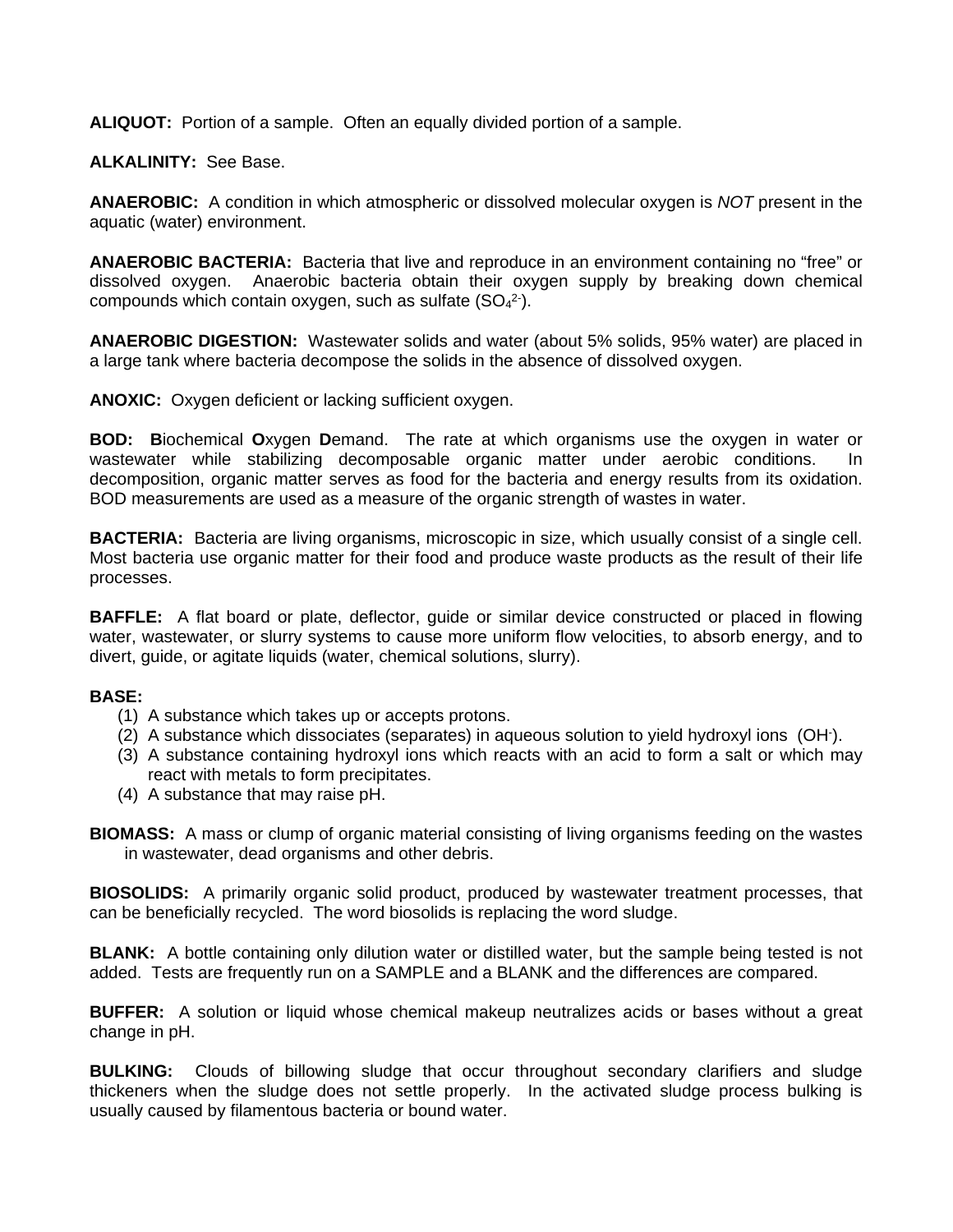**ALIQUOT:** Portion of a sample. Often an equally divided portion of a sample.

**ALKALINITY:** See Base.

**ANAEROBIC:** A condition in which atmospheric or dissolved molecular oxygen is *NOT* present in the aquatic (water) environment.

**ANAEROBIC BACTERIA:** Bacteria that live and reproduce in an environment containing no "free" or dissolved oxygen. Anaerobic bacteria obtain their oxygen supply by breaking down chemical compounds which contain oxygen, such as sulfate ($SO_4^{2-}$).

**ANAEROBIC DIGESTION:** Wastewater solids and water (about 5% solids, 95% water) are placed in a large tank where bacteria decompose the solids in the absence of dissolved oxygen.

**ANOXIC:** Oxygen deficient or lacking sufficient oxygen.

**BOD:** **B**iochemical **O**xygen **D**emand. The rate at which organisms use the oxygen in water or wastewater while stabilizing decomposable organic matter under aerobic conditions. In decomposition, organic matter serves as food for the bacteria and energy results from its oxidation. BOD measurements are used as a measure of the organic strength of wastes in water.

**BACTERIA:** Bacteria are living organisms, microscopic in size, which usually consist of a single cell. Most bacteria use organic matter for their food and produce waste products as the result of their life processes.

**BAFFLE:** A flat board or plate, deflector, guide or similar device constructed or placed in flowing water, wastewater, or slurry systems to cause more uniform flow velocities, to absorb energy, and to divert, guide, or agitate liquids (water, chemical solutions, slurry).

**BASE:**

1. A substance which takes up or accepts protons.
2. A substance which dissociates (separates) in aqueous solution to yield hydroxyl ions ($OH^-$).
3. A substance containing hydroxyl ions which reacts with an acid to form a salt or which may react with metals to form precipitates.
4. A substance that may raise pH.

**BIOMASS:** A mass or clump of organic material consisting of living organisms feeding on the wastes in wastewater, dead organisms and other debris.

**BIOSOLIDS:** A primarily organic solid product, produced by wastewater treatment processes, that can be beneficially recycled. The word biosolids is replacing the word sludge.

**BLANK:** A bottle containing only dilution water or distilled water, but the sample being tested is not added. Tests are frequently run on a SAMPLE and a BLANK and the differences are compared.

**BUFFER:** A solution or liquid whose chemical makeup neutralizes acids or bases without a great change in pH.

**BULKING:** Clouds of billowing sludge that occur throughout secondary clarifiers and sludge thickeners when the sludge does not settle properly. In the activated sludge process bulking is usually caused by filamentous bacteria or bound water.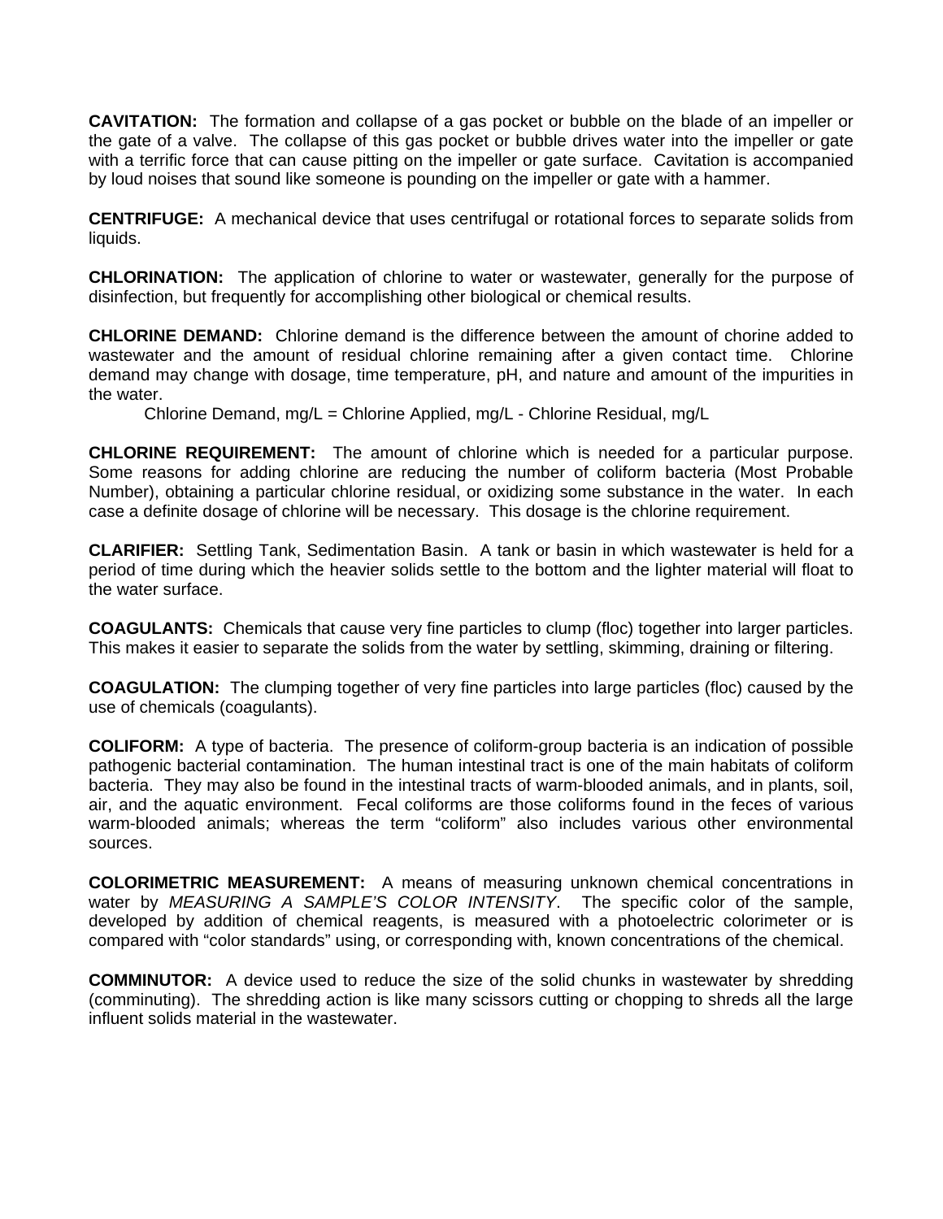**CAVITATION:** The formation and collapse of a gas pocket or bubble on the blade of an impeller or the gate of a valve. The collapse of this gas pocket or bubble drives water into the impeller or gate with a terrific force that can cause pitting on the impeller or gate surface. Cavitation is accompanied by loud noises that sound like someone is pounding on the impeller or gate with a hammer.

**CENTRIFUGE:** A mechanical device that uses centrifugal or rotational forces to separate solids from liquids.

**CHLORINATION:** The application of chlorine to water or wastewater, generally for the purpose of disinfection, but frequently for accomplishing other biological or chemical results.

**CHLORINE DEMAND:** Chlorine demand is the difference between the amount of chorine added to wastewater and the amount of residual chlorine remaining after a given contact time. Chlorine demand may change with dosage, time temperature, pH, and nature and amount of the impurities in the water.

Chlorine Demand, mg/L = Chlorine Applied, mg/L - Chlorine Residual, mg/L

**CHLORINE REQUIREMENT:** The amount of chlorine which is needed for a particular purpose. Some reasons for adding chlorine are reducing the number of coliform bacteria (Most Probable Number), obtaining a particular chlorine residual, or oxidizing some substance in the water. In each case a definite dosage of chlorine will be necessary. This dosage is the chlorine requirement.

**CLARIFIER:** Settling Tank, Sedimentation Basin. A tank or basin in which wastewater is held for a period of time during which the heavier solids settle to the bottom and the lighter material will float to the water surface.

**COAGULANTS:** Chemicals that cause very fine particles to clump (floc) together into larger particles. This makes it easier to separate the solids from the water by settling, skimming, draining or filtering.

**COAGULATION:** The clumping together of very fine particles into large particles (floc) caused by the use of chemicals (coagulants).

**COLIFORM:** A type of bacteria. The presence of coliform-group bacteria is an indication of possible pathogenic bacterial contamination. The human intestinal tract is one of the main habitats of coliform bacteria. They may also be found in the intestinal tracts of warm-blooded animals, and in plants, soil, air, and the aquatic environment. Fecal coliforms are those coliforms found in the feces of various warm-blooded animals; whereas the term "coliform" also includes various other environmental sources.

**COLORIMETRIC MEASUREMENT:** A means of measuring unknown chemical concentrations in water by *MEASURING A SAMPLE'S COLOR INTENSITY*. The specific color of the sample, developed by addition of chemical reagents, is measured with a photoelectric colorimeter or is compared with "color standards" using, or corresponding with, known concentrations of the chemical.

**COMMINUTOR:** A device used to reduce the size of the solid chunks in wastewater by shredding (comminuting). The shredding action is like many scissors cutting or chopping to shreds all the large influent solids material in the wastewater.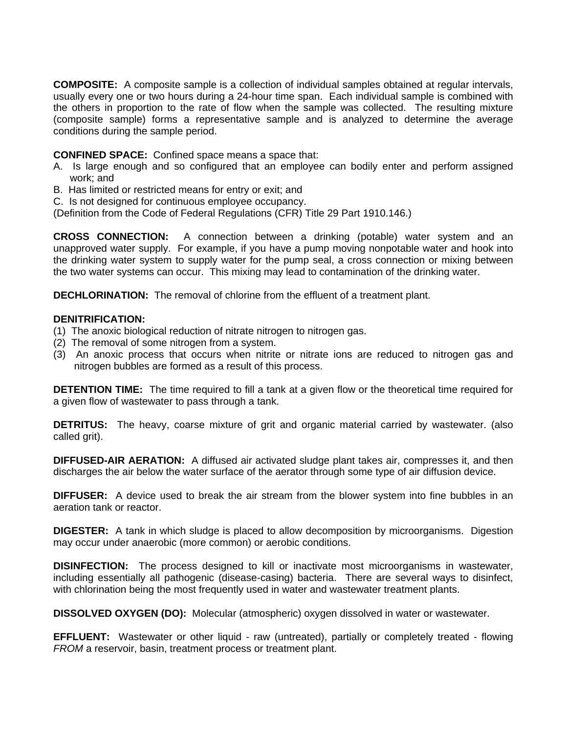**COMPOSITE:** A composite sample is a collection of individual samples obtained at regular intervals, usually every one or two hours during a 24-hour time span. Each individual sample is combined with the others in proportion to the rate of flow when the sample was collected. The resulting mixture (composite sample) forms a representative sample and is analyzed to determine the average conditions during the sample period.

**CONFINED SPACE:** Confined space means a space that:

A. Is large enough and so configured that an employee can bodily enter and perform assigned work; and
B. Has limited or restricted means for entry or exit; and
C. Is not designed for continuous employee occupancy.

(Definition from the Code of Federal Regulations (CFR) Title 29 Part 1910.146.)

**CROSS CONNECTION:** A connection between a drinking (potable) water system and an unapproved water supply. For example, if you have a pump moving nonpotable water and hook into the drinking water system to supply water for the pump seal, a cross connection or mixing between the two water systems can occur. This mixing may lead to contamination of the drinking water.

**DECHLORINATION:** The removal of chlorine from the effluent of a treatment plant.

**DENITRIFICATION:**

(1) The anoxic biological reduction of nitrate nitrogen to nitrogen gas.
(2) The removal of some nitrogen from a system.
(3) An anoxic process that occurs when nitrite or nitrate ions are reduced to nitrogen gas and nitrogen bubbles are formed as a result of this process.

**DETENTION TIME:** The time required to fill a tank at a given flow or the theoretical time required for a given flow of wastewater to pass through a tank.

**DETRITUS:** The heavy, coarse mixture of grit and organic material carried by wastewater. (also called grit).

**DIFFUSED-AIR AERATION:** A diffused air activated sludge plant takes air, compresses it, and then discharges the air below the water surface of the aerator through some type of air diffusion device.

**DIFFUSER:** A device used to break the air stream from the blower system into fine bubbles in an aeration tank or reactor.

**DIGESTER:** A tank in which sludge is placed to allow decomposition by microorganisms. Digestion may occur under anaerobic (more common) or aerobic conditions.

**DISINFECTION:** The process designed to kill or inactivate most microorganisms in wastewater, including essentially all pathogenic (disease-casing) bacteria. There are several ways to disinfect, with chlorination being the most frequently used in water and wastewater treatment plants.

**DISSOLVED OXYGEN (DO):** Molecular (atmospheric) oxygen dissolved in water or wastewater.

**EFFLUENT:** Wastewater or other liquid - raw (untreated), partially or completely treated - flowing *FROM* a reservoir, basin, treatment process or treatment plant.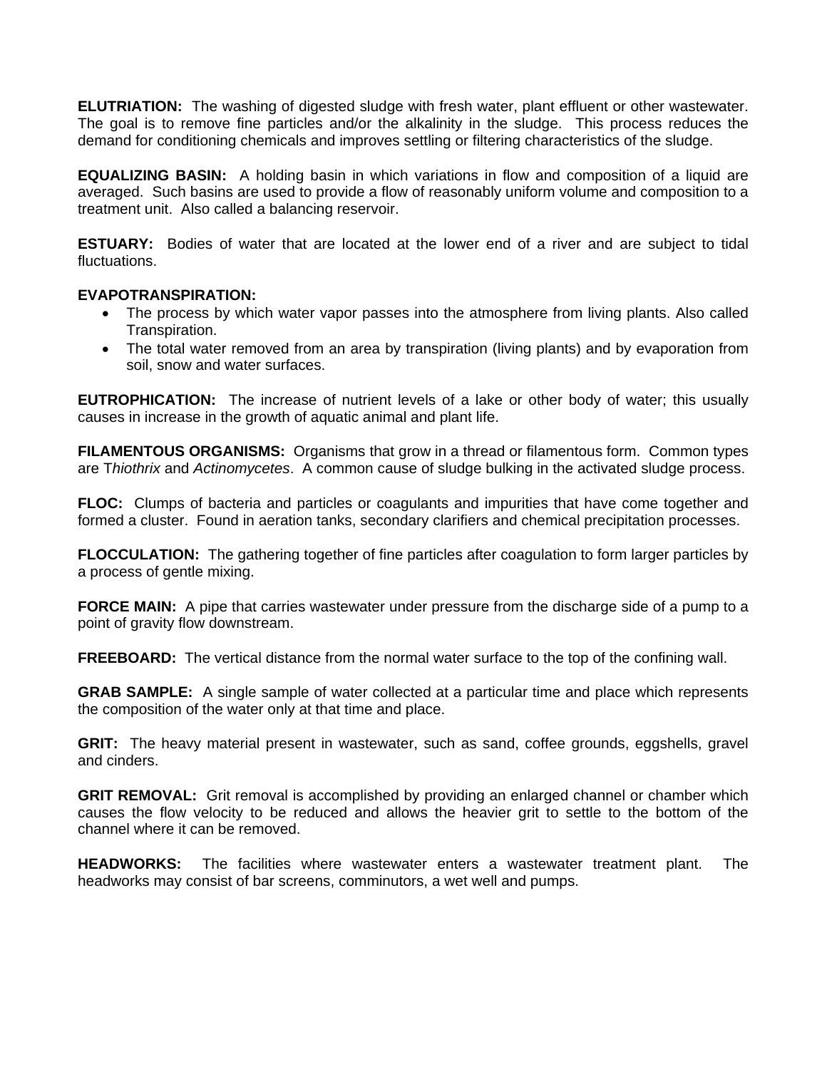**ELUTRIATION:** The washing of digested sludge with fresh water, plant effluent or other wastewater. The goal is to remove fine particles and/or the alkalinity in the sludge. This process reduces the demand for conditioning chemicals and improves settling or filtering characteristics of the sludge.

**EQUALIZING BASIN:** A holding basin in which variations in flow and composition of a liquid are averaged. Such basins are used to provide a flow of reasonably uniform volume and composition to a treatment unit. Also called a balancing reservoir.

**ESTUARY:** Bodies of water that are located at the lower end of a river and are subject to tidal fluctuations.

**EVAPOTRANSPIRATION:**

- The process by which water vapor passes into the atmosphere from living plants. Also called Transpiration.
- The total water removed from an area by transpiration (living plants) and by evaporation from soil, snow and water surfaces.

**EUTROPHICATION:** The increase of nutrient levels of a lake or other body of water; this usually causes in increase in the growth of aquatic animal and plant life.

**FILAMENTOUS ORGANISMS:** Organisms that grow in a thread or filamentous form. Common types are T*hiothrix* and *Actinomycetes*. A common cause of sludge bulking in the activated sludge process.

**FLOC:** Clumps of bacteria and particles or coagulants and impurities that have come together and formed a cluster. Found in aeration tanks, secondary clarifiers and chemical precipitation processes.

**FLOCCULATION:** The gathering together of fine particles after coagulation to form larger particles by a process of gentle mixing.

**FORCE MAIN:** A pipe that carries wastewater under pressure from the discharge side of a pump to a point of gravity flow downstream.

**FREEBOARD:** The vertical distance from the normal water surface to the top of the confining wall.

**GRAB SAMPLE:** A single sample of water collected at a particular time and place which represents the composition of the water only at that time and place.

**GRIT:** The heavy material present in wastewater, such as sand, coffee grounds, eggshells, gravel and cinders.

**GRIT REMOVAL:** Grit removal is accomplished by providing an enlarged channel or chamber which causes the flow velocity to be reduced and allows the heavier grit to settle to the bottom of the channel where it can be removed.

**HEADWORKS:** The facilities where wastewater enters a wastewater treatment plant. The headworks may consist of bar screens, comminutors, a wet well and pumps.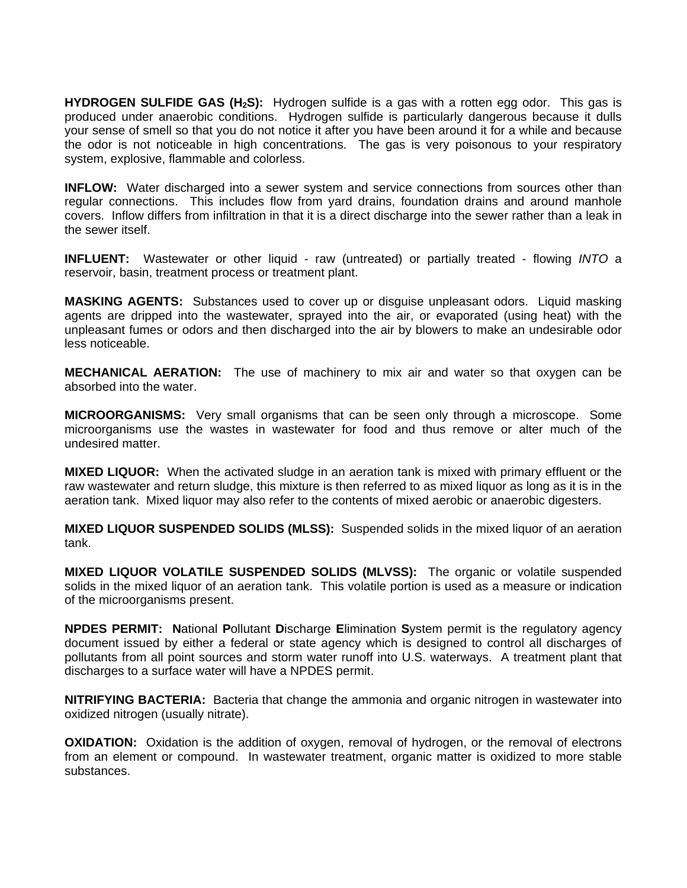**HYDROGEN SULFIDE GAS ($H_2S$):** Hydrogen sulfide is a gas with a rotten egg odor. This gas is produced under anaerobic conditions. Hydrogen sulfide is particularly dangerous because it dulls your sense of smell so that you do not notice it after you have been around it for a while and because the odor is not noticeable in high concentrations. The gas is very poisonous to your respiratory system, explosive, flammable and colorless.

**INFLOW:** Water discharged into a sewer system and service connections from sources other than regular connections. This includes flow from yard drains, foundation drains and around manhole covers. Inflow differs from infiltration in that it is a direct discharge into the sewer rather than a leak in the sewer itself.

**INFLUENT:** Wastewater or other liquid - raw (untreated) or partially treated - flowing *INTO* a reservoir, basin, treatment process or treatment plant.

**MASKING AGENTS:** Substances used to cover up or disguise unpleasant odors. Liquid masking agents are dripped into the wastewater, sprayed into the air, or evaporated (using heat) with the unpleasant fumes or odors and then discharged into the air by blowers to make an undesirable odor less noticeable.

**MECHANICAL AERATION:** The use of machinery to mix air and water so that oxygen can be absorbed into the water.

**MICROORGANISMS:** Very small organisms that can be seen only through a microscope. Some microorganisms use the wastes in wastewater for food and thus remove or alter much of the undesired matter.

**MIXED LIQUOR:** When the activated sludge in an aeration tank is mixed with primary effluent or the raw wastewater and return sludge, this mixture is then referred to as mixed liquor as long as it is in the aeration tank. Mixed liquor may also refer to the contents of mixed aerobic or anaerobic digesters.

**MIXED LIQUOR SUSPENDED SOLIDS (MLSS):** Suspended solids in the mixed liquor of an aeration tank.

**MIXED LIQUOR VOLATILE SUSPENDED SOLIDS (MLVSS):** The organic or volatile suspended solids in the mixed liquor of an aeration tank. This volatile portion is used as a measure or indication of the microorganisms present.

**NPDES PERMIT:** **N**ational **P**ollutant **D**ischarge **E**limination **S**ystem permit is the regulatory agency document issued by either a federal or state agency which is designed to control all discharges of pollutants from all point sources and storm water runoff into U.S. waterways. A treatment plant that discharges to a surface water will have a NPDES permit.

**NITRIFYING BACTERIA:** Bacteria that change the ammonia and organic nitrogen in wastewater into oxidized nitrogen (usually nitrate).

**OXIDATION:** Oxidation is the addition of oxygen, removal of hydrogen, or the removal of electrons from an element or compound. In wastewater treatment, organic matter is oxidized to more stable substances.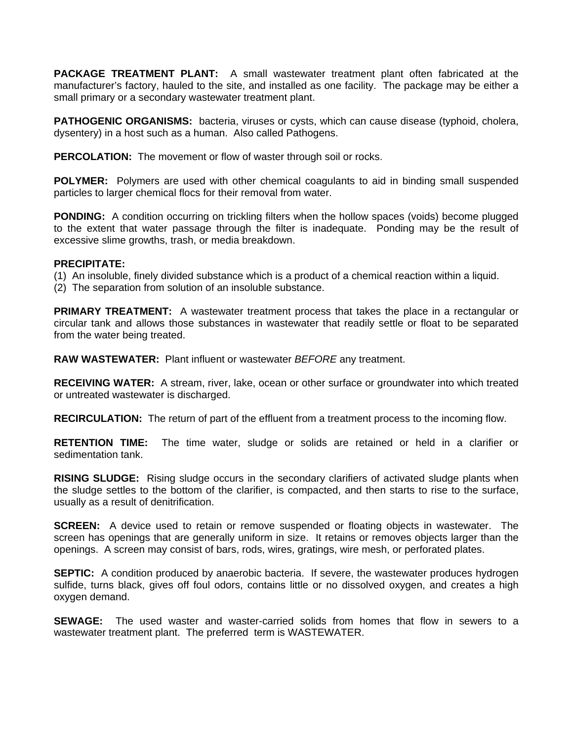**PACKAGE TREATMENT PLANT:** A small wastewater treatment plant often fabricated at the manufacturer's factory, hauled to the site, and installed as one facility. The package may be either a small primary or a secondary wastewater treatment plant.

**PATHOGENIC ORGANISMS:** bacteria, viruses or cysts, which can cause disease (typhoid, cholera, dysentery) in a host such as a human. Also called Pathogens.

**PERCOLATION:** The movement or flow of waster through soil or rocks.

**POLYMER:** Polymers are used with other chemical coagulants to aid in binding small suspended particles to larger chemical flocs for their removal from water.

**PONDING:** A condition occurring on trickling filters when the hollow spaces (voids) become plugged to the extent that water passage through the filter is inadequate. Ponding may be the result of excessive slime growths, trash, or media breakdown.

**PRECIPITATE:**
(1) An insoluble, finely divided substance which is a product of a chemical reaction within a liquid.
(2) The separation from solution of an insoluble substance.

**PRIMARY TREATMENT:** A wastewater treatment process that takes the place in a rectangular or circular tank and allows those substances in wastewater that readily settle or float to be separated from the water being treated.

**RAW WASTEWATER:** Plant influent or wastewater *BEFORE* any treatment.

**RECEIVING WATER:** A stream, river, lake, ocean or other surface or groundwater into which treated or untreated wastewater is discharged.

**RECIRCULATION:** The return of part of the effluent from a treatment process to the incoming flow.

**RETENTION TIME:** The time water, sludge or solids are retained or held in a clarifier or sedimentation tank.

**RISING SLUDGE:** Rising sludge occurs in the secondary clarifiers of activated sludge plants when the sludge settles to the bottom of the clarifier, is compacted, and then starts to rise to the surface, usually as a result of denitrification.

**SCREEN:** A device used to retain or remove suspended or floating objects in wastewater. The screen has openings that are generally uniform in size. It retains or removes objects larger than the openings. A screen may consist of bars, rods, wires, gratings, wire mesh, or perforated plates.

**SEPTIC:** A condition produced by anaerobic bacteria. If severe, the wastewater produces hydrogen sulfide, turns black, gives off foul odors, contains little or no dissolved oxygen, and creates a high oxygen demand.

**SEWAGE:** The used waster and waster-carried solids from homes that flow in sewers to a wastewater treatment plant. The preferred term is WASTEWATER.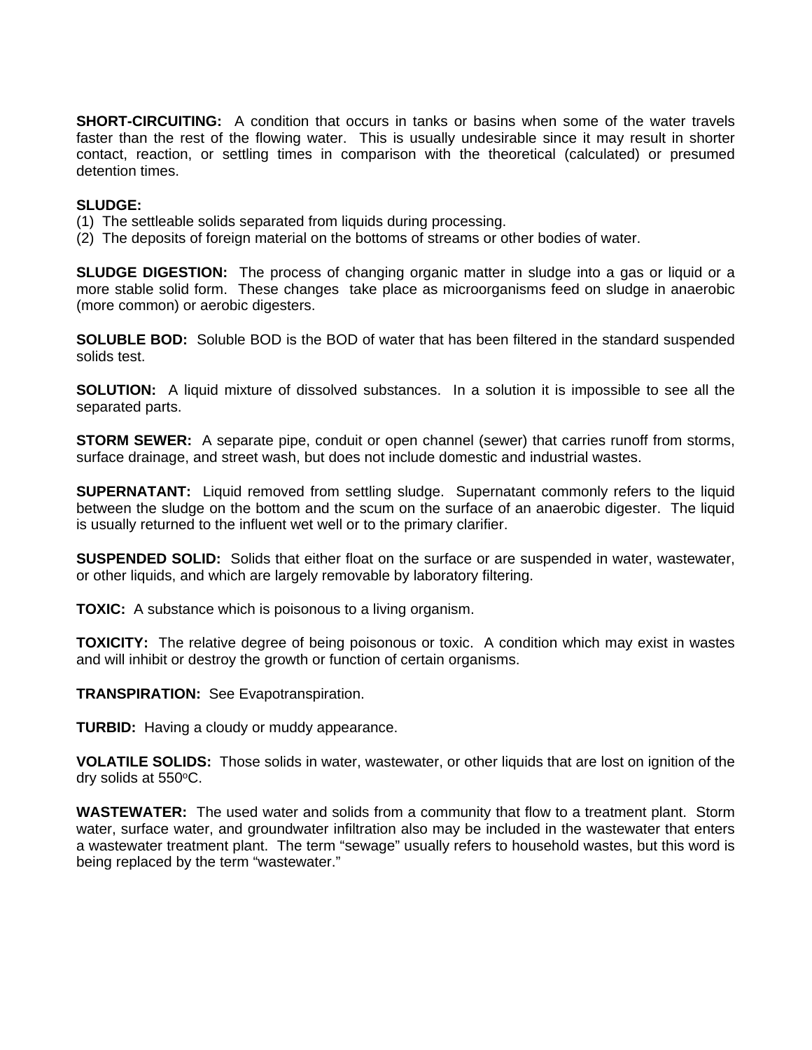**SHORT-CIRCUITING:** A condition that occurs in tanks or basins when some of the water travels faster than the rest of the flowing water. This is usually undesirable since it may result in shorter contact, reaction, or settling times in comparison with the theoretical (calculated) or presumed detention times.

**SLUDGE:**
(1) The settleable solids separated from liquids during processing.
(2) The deposits of foreign material on the bottoms of streams or other bodies of water.

**SLUDGE DIGESTION:** The process of changing organic matter in sludge into a gas or liquid or a more stable solid form. These changes take place as microorganisms feed on sludge in anaerobic (more common) or aerobic digesters.

**SOLUBLE BOD:** Soluble BOD is the BOD of water that has been filtered in the standard suspended solids test.

**SOLUTION:** A liquid mixture of dissolved substances. In a solution it is impossible to see all the separated parts.

**STORM SEWER:** A separate pipe, conduit or open channel (sewer) that carries runoff from storms, surface drainage, and street wash, but does not include domestic and industrial wastes.

**SUPERNATANT:** Liquid removed from settling sludge. Supernatant commonly refers to the liquid between the sludge on the bottom and the scum on the surface of an anaerobic digester. The liquid is usually returned to the influent wet well or to the primary clarifier.

**SUSPENDED SOLID:** Solids that either float on the surface or are suspended in water, wastewater, or other liquids, and which are largely removable by laboratory filtering.

**TOXIC:** A substance which is poisonous to a living organism.

**TOXICITY:** The relative degree of being poisonous or toxic. A condition which may exist in wastes and will inhibit or destroy the growth or function of certain organisms.

**TRANSPIRATION:** See Evapotranspiration.

**TURBID:** Having a cloudy or muddy appearance.

**VOLATILE SOLIDS:** Those solids in water, wastewater, or other liquids that are lost on ignition of the dry solids at 550$^{o}$C.

**WASTEWATER:** The used water and solids from a community that flow to a treatment plant. Storm water, surface water, and groundwater infiltration also may be included in the wastewater that enters a wastewater treatment plant. The term “sewage” usually refers to household wastes, but this word is being replaced by the term “wastewater.”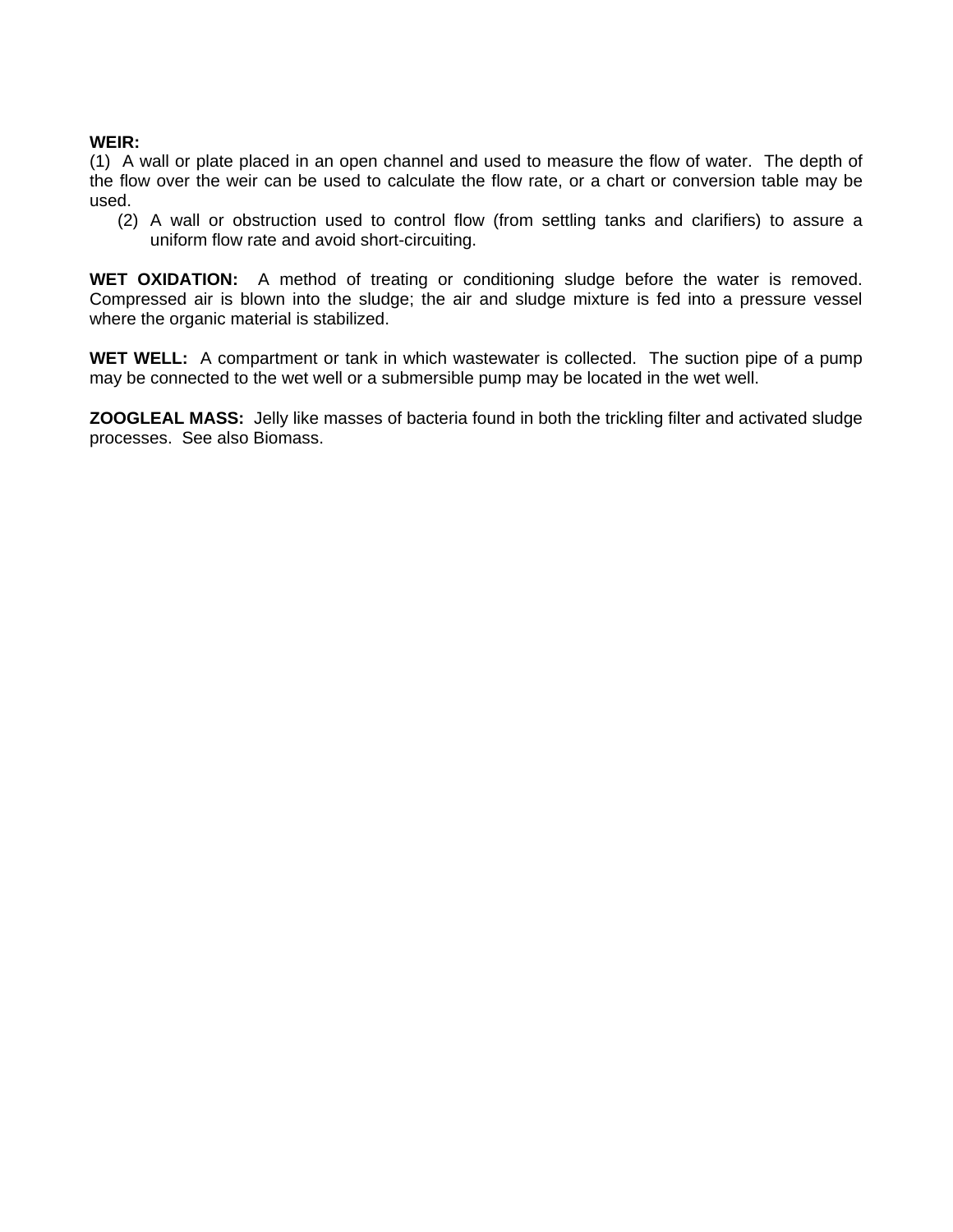**WEIR:**
(1) A wall or plate placed in an open channel and used to measure the flow of water. The depth of the flow over the weir can be used to calculate the flow rate, or a chart or conversion table may be used.

(2) A wall or obstruction used to control flow (from settling tanks and clarifiers) to assure a uniform flow rate and avoid short-circuiting.

**WET OXIDATION:** A method of treating or conditioning sludge before the water is removed. Compressed air is blown into the sludge; the air and sludge mixture is fed into a pressure vessel where the organic material is stabilized.

**WET WELL:** A compartment or tank in which wastewater is collected. The suction pipe of a pump may be connected to the wet well or a submersible pump may be located in the wet well.

**ZOOGLEAL MASS:** Jelly like masses of bacteria found in both the trickling filter and activated sludge processes. See also Biomass.